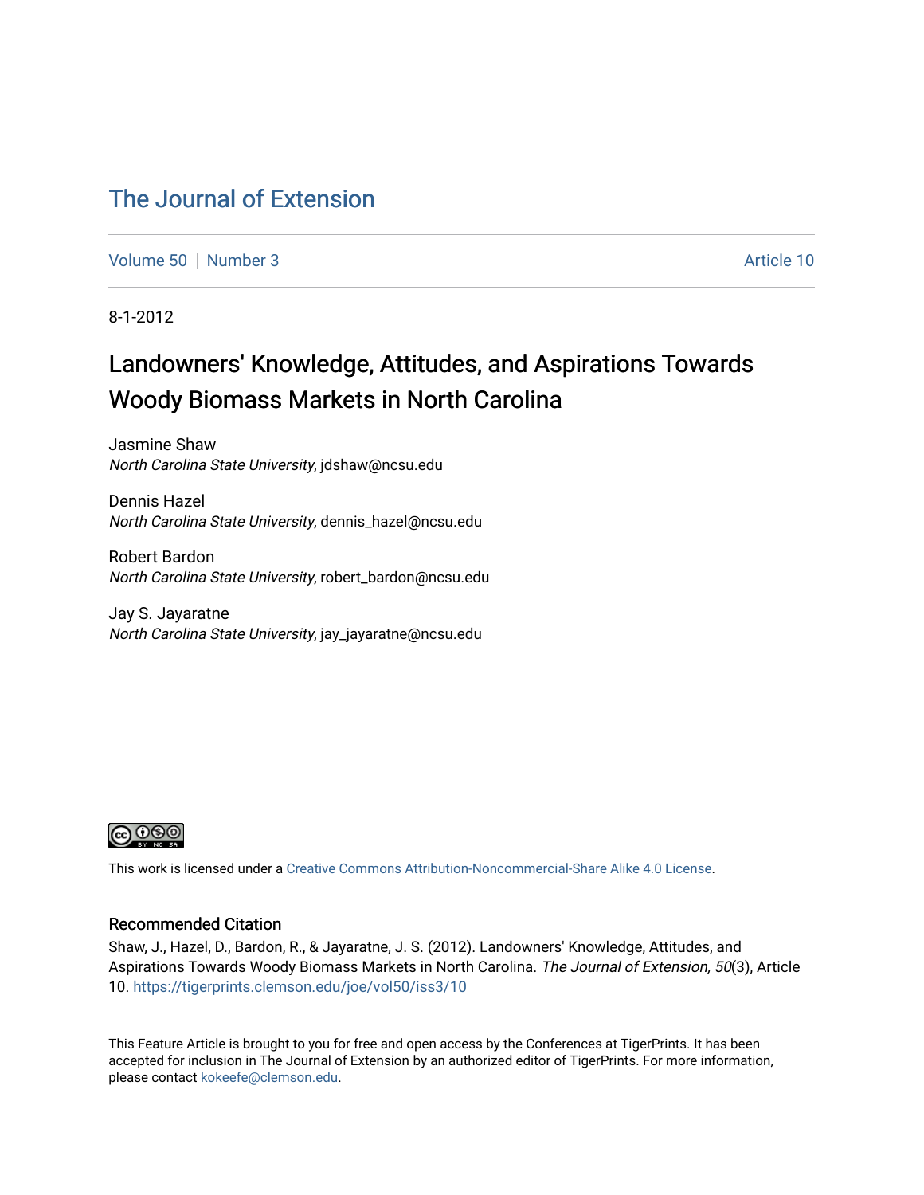# The Journal of Extension

Volume 50 | Number 3 | Article 10

8-1-2012

## Landowners' Knowledge, Attitudes, and Aspirations Towards Woody Biomass Markets in North Carolina

Jasmine Shaw
*North Carolina State University*, jdshaw@ncsu.edu

Dennis Hazel
*North Carolina State University*, dennis_hazel@ncsu.edu

Robert Bardon
*North Carolina State University*, robert_bardon@ncsu.edu

Jay S. Jayaratne
*North Carolina State University*, jay_jayaratne@ncsu.edu

This work is licensed under a Creative Commons Attribution-Noncommercial-Share Alike 4.0 License.

### Recommended Citation

Shaw, J., Hazel, D., Bardon, R., & Jayaratne, J. S. (2012). Landowners' Knowledge, Attitudes, and Aspirations Towards Woody Biomass Markets in North Carolina. *The Journal of Extension, 50*(3), Article 10. https://tigerprints.clemson.edu/joe/vol50/iss3/10

This Feature Article is brought to you for free and open access by the Conferences at TigerPrints. It has been accepted for inclusion in The Journal of Extension by an authorized editor of TigerPrints. For more information, please contact kokeefe@clemson.edu.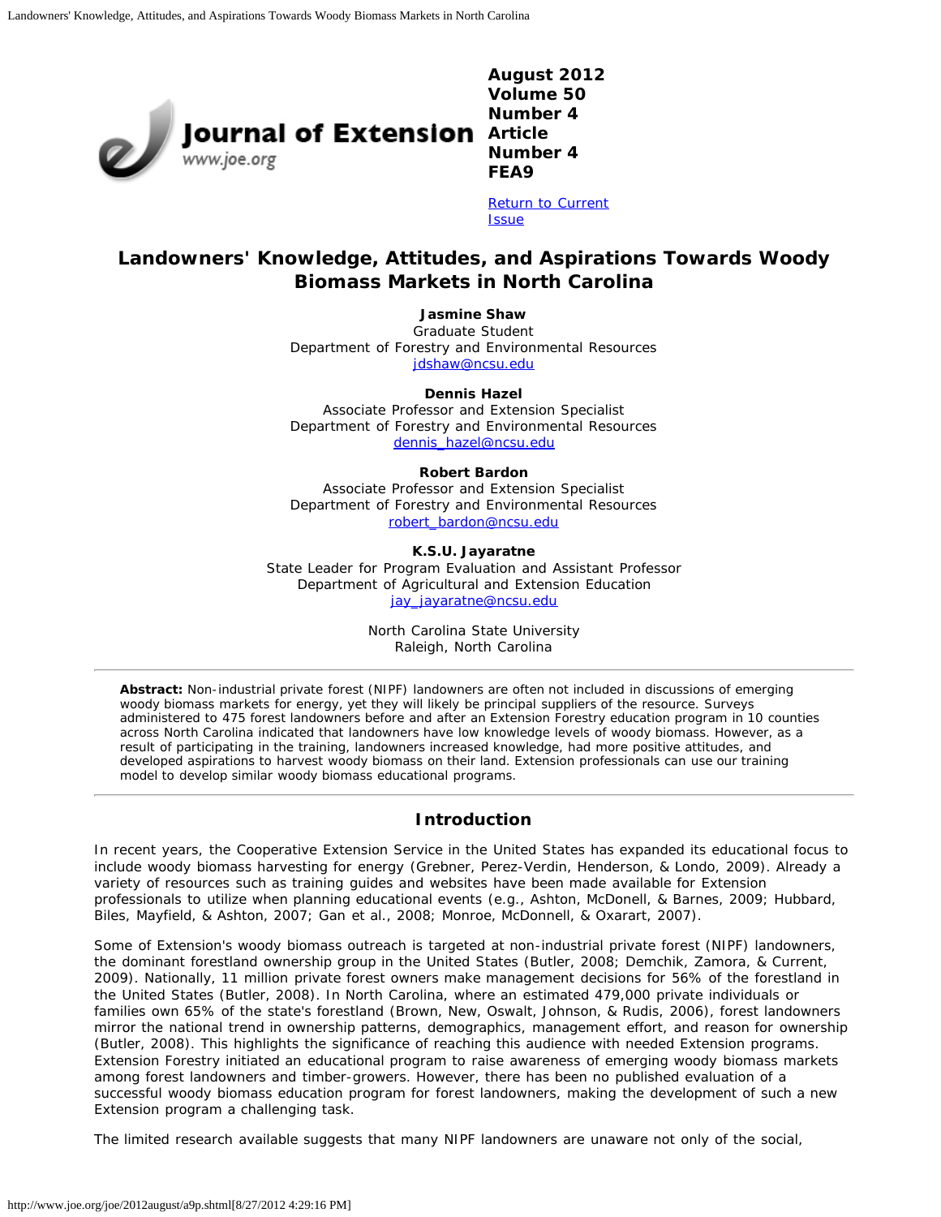August 2012
Volume 50
Number 4
Article
Number 4
FEA9

Return to Current Issue

# Landowners' Knowledge, Attitudes, and Aspirations Towards Woody Biomass Markets in North Carolina

**Jasmine Shaw**
Graduate Student
Department of Forestry and Environmental Resources
jdshaw@ncsu.edu

**Dennis Hazel**
Associate Professor and Extension Specialist
Department of Forestry and Environmental Resources
dennis_hazel@ncsu.edu

**Robert Bardon**
Associate Professor and Extension Specialist
Department of Forestry and Environmental Resources
robert_bardon@ncsu.edu

**K.S.U. Jayaratne**
State Leader for Program Evaluation and Assistant Professor
Department of Agricultural and Extension Education
jay_jayaratne@ncsu.edu

North Carolina State University
Raleigh, North Carolina

**Abstract:** Non-industrial private forest (NIPF) landowners are often not included in discussions of emerging woody biomass markets for energy, yet they will likely be principal suppliers of the resource. Surveys administered to 475 forest landowners before and after an Extension Forestry education program in 10 counties across North Carolina indicated that landowners have low knowledge levels of woody biomass. However, as a result of participating in the training, landowners increased knowledge, had more positive attitudes, and developed aspirations to harvest woody biomass on their land. Extension professionals can use our training model to develop similar woody biomass educational programs.

## Introduction

In recent years, the Cooperative Extension Service in the United States has expanded its educational focus to include woody biomass harvesting for energy (Grebner, Perez-Verdin, Henderson, & Londo, 2009). Already a variety of resources such as training guides and websites have been made available for Extension professionals to utilize when planning educational events (e.g., Ashton, McDonell, & Barnes, 2009; Hubbard, Biles, Mayfield, & Ashton, 2007; Gan et al., 2008; Monroe, McDonnell, & Oxarart, 2007).

Some of Extension's woody biomass outreach is targeted at non-industrial private forest (NIPF) landowners, the dominant forestland ownership group in the United States (Butler, 2008; Demchik, Zamora, & Current, 2009). Nationally, 11 million private forest owners make management decisions for 56% of the forestland in the United States (Butler, 2008). In North Carolina, where an estimated 479,000 private individuals or families own 65% of the state's forestland (Brown, New, Oswalt, Johnson, & Rudis, 2006), forest landowners mirror the national trend in ownership patterns, demographics, management effort, and reason for ownership (Butler, 2008). This highlights the significance of reaching this audience with needed Extension programs. Extension Forestry initiated an educational program to raise awareness of emerging woody biomass markets among forest landowners and timber-growers. However, there has been no published evaluation of a successful woody biomass education program for forest landowners, making the development of such a new Extension program a challenging task.

The limited research available suggests that many NIPF landowners are unaware not only of the social,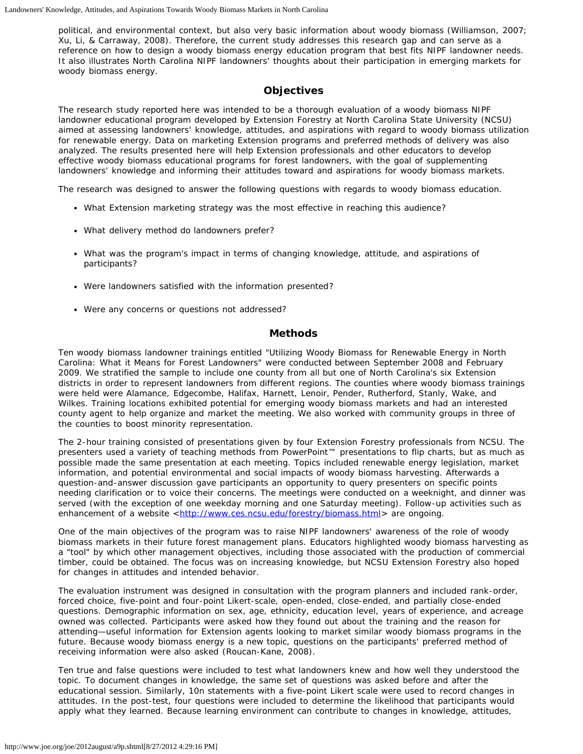political, and environmental context, but also very basic information about woody biomass (Williamson, 2007; Xu, Li, & Carraway, 2008). Therefore, the current study addresses this research gap and can serve as a reference on how to design a woody biomass energy education program that best fits NIPF landowner needs. It also illustrates North Carolina NIPF landowners' thoughts about their participation in emerging markets for woody biomass energy.

## Objectives

The research study reported here was intended to be a thorough evaluation of a woody biomass NIPF landowner educational program developed by Extension Forestry at North Carolina State University (NCSU) aimed at assessing landowners' knowledge, attitudes, and aspirations with regard to woody biomass utilization for renewable energy. Data on marketing Extension programs and preferred methods of delivery was also analyzed. The results presented here will help Extension professionals and other educators to develop effective woody biomass educational programs for forest landowners, with the goal of supplementing landowners' knowledge and informing their attitudes toward and aspirations for woody biomass markets.

The research was designed to answer the following questions with regards to woody biomass education.

- What Extension marketing strategy was the most effective in reaching this audience?
- What delivery method do landowners prefer?
- What was the program's impact in terms of changing knowledge, attitude, and aspirations of participants?
- Were landowners satisfied with the information presented?
- Were any concerns or questions not addressed?

## Methods

Ten woody biomass landowner trainings entitled "Utilizing Woody Biomass for Renewable Energy in North Carolina: What it Means for Forest Landowners" were conducted between September 2008 and February 2009. We stratified the sample to include one county from all but one of North Carolina's six Extension districts in order to represent landowners from different regions. The counties where woody biomass trainings were held were Alamance, Edgecombe, Halifax, Harnett, Lenoir, Pender, Rutherford, Stanly, Wake, and Wilkes. Training locations exhibited potential for emerging woody biomass markets and had an interested county agent to help organize and market the meeting. We also worked with community groups in three of the counties to boost minority representation.

The 2-hour training consisted of presentations given by four Extension Forestry professionals from NCSU. The presenters used a variety of teaching methods from PowerPoint™ presentations to flip charts, but as much as possible made the same presentation at each meeting. Topics included renewable energy legislation, market information, and potential environmental and social impacts of woody biomass harvesting. Afterwards a question-and-answer discussion gave participants an opportunity to query presenters on specific points needing clarification or to voice their concerns. The meetings were conducted on a weeknight, and dinner was served (with the exception of one weekday morning and one Saturday meeting). Follow-up activities such as enhancement of a website <http://www.ces.ncsu.edu/forestry/biomass.html> are ongoing.

One of the main objectives of the program was to raise NIPF landowners' awareness of the role of woody biomass markets in their future forest management plans. Educators highlighted woody biomass harvesting as a "tool" by which other management objectives, including those associated with the production of commercial timber, could be obtained. The focus was on increasing knowledge, but NCSU Extension Forestry also hoped for changes in attitudes and intended behavior.

The evaluation instrument was designed in consultation with the program planners and included rank-order, forced choice, five-point and four-point Likert-scale, open-ended, close-ended, and partially close-ended questions. Demographic information on sex, age, ethnicity, education level, years of experience, and acreage owned was collected. Participants were asked how they found out about the training and the reason for attending—useful information for Extension agents looking to market similar woody biomass programs in the future. Because woody biomass energy is a new topic, questions on the participants' preferred method of receiving information were also asked (Roucan-Kane, 2008).

Ten true and false questions were included to test what landowners knew and how well they understood the topic. To document changes in knowledge, the same set of questions was asked before and after the educational session. Similarly, 10n statements with a five-point Likert scale were used to record changes in attitudes. In the post-test, four questions were included to determine the likelihood that participants would apply what they learned. Because learning environment can contribute to changes in knowledge, attitudes,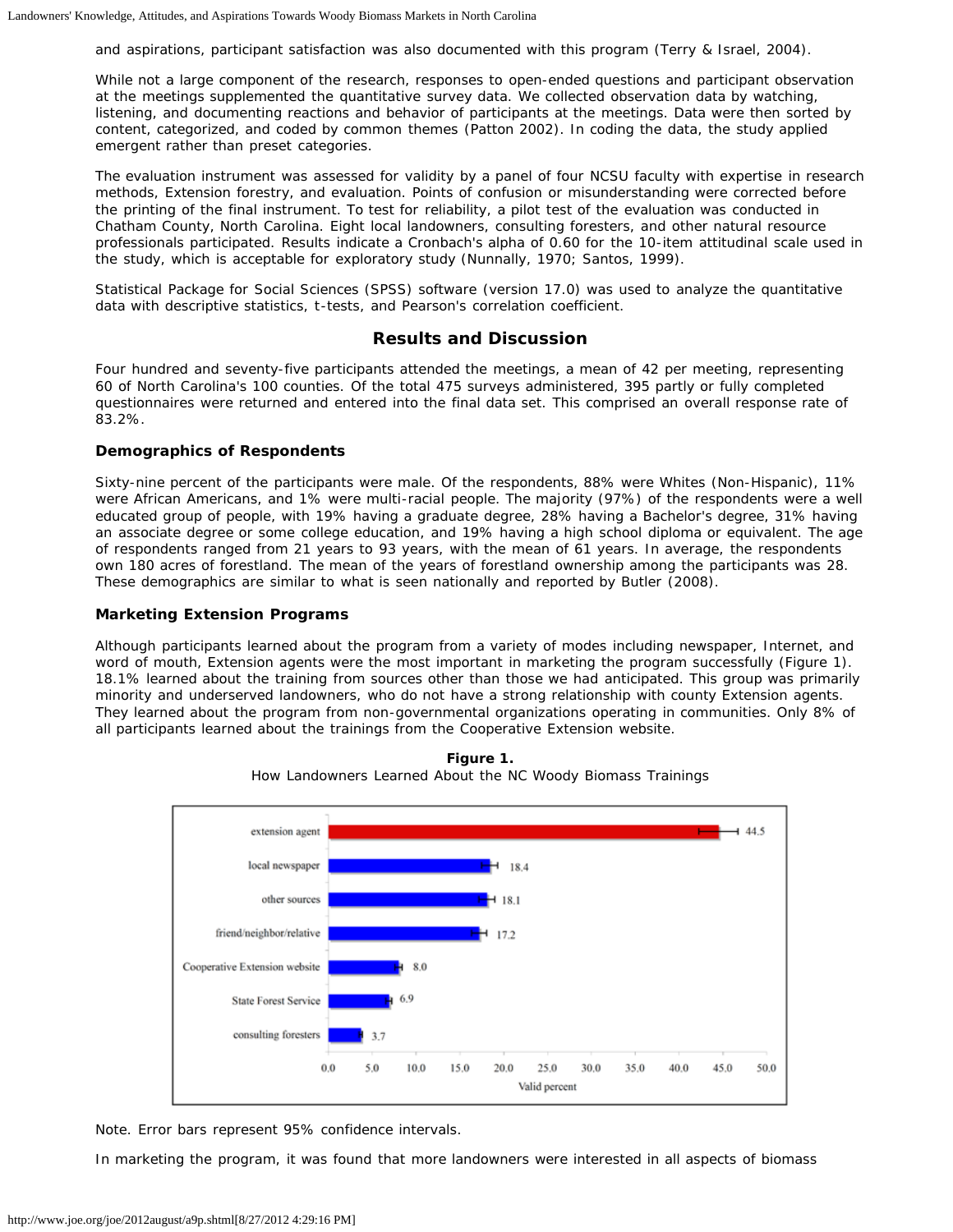and aspirations, participant satisfaction was also documented with this program (Terry & Israel, 2004).

While not a large component of the research, responses to open-ended questions and participant observation at the meetings supplemented the quantitative survey data. We collected observation data by watching, listening, and documenting reactions and behavior of participants at the meetings. Data were then sorted by content, categorized, and coded by common themes (Patton 2002). In coding the data, the study applied emergent rather than preset categories.

The evaluation instrument was assessed for validity by a panel of four NCSU faculty with expertise in research methods, Extension forestry, and evaluation. Points of confusion or misunderstanding were corrected before the printing of the final instrument. To test for reliability, a pilot test of the evaluation was conducted in Chatham County, North Carolina. Eight local landowners, consulting foresters, and other natural resource professionals participated. Results indicate a Cronbach's alpha of 0.60 for the 10-item attitudinal scale used in the study, which is acceptable for exploratory study (Nunnally, 1970; Santos, 1999).

Statistical Package for Social Sciences (SPSS) software (version 17.0) was used to analyze the quantitative data with descriptive statistics, t-tests, and Pearson's correlation coefficient.

## Results and Discussion

Four hundred and seventy-five participants attended the meetings, a mean of 42 per meeting, representing 60 of North Carolina's 100 counties. Of the total 475 surveys administered, 395 partly or fully completed questionnaires were returned and entered into the final data set. This comprised an overall response rate of 83.2%.

### Demographics of Respondents

Sixty-nine percent of the participants were male. Of the respondents, 88% were Whites (Non-Hispanic), 11% were African Americans, and 1% were multi-racial people. The majority (97%) of the respondents were a well educated group of people, with 19% having a graduate degree, 28% having a Bachelor's degree, 31% having an associate degree or some college education, and 19% having a high school diploma or equivalent. The age of respondents ranged from 21 years to 93 years, with the mean of 61 years. In average, the respondents own 180 acres of forestland. The mean of the years of forestland ownership among the participants was 28. These demographics are similar to what is seen nationally and reported by Butler (2008).

### Marketing Extension Programs

Although participants learned about the program from a variety of modes including newspaper, Internet, and word of mouth, Extension agents were the most important in marketing the program successfully (Figure 1). 18.1% learned about the training from sources other than those we had anticipated. This group was primarily minority and underserved landowners, who do not have a strong relationship with county Extension agents. They learned about the program from non-governmental organizations operating in communities. Only 8% of all participants learned about the trainings from the Cooperative Extension website.

**Figure 1.**
How Landowners Learned About the NC Woody Biomass Trainings

| Source | Valid percent |
|---|---|
| extension agent | 44.5 |
| local newspaper | 18.4 |
| other sources | 18.1 |
| friend/neighbor/relative | 17.2 |
| Cooperative Extension website | 8.0 |
| State Forest Service | 6.9 |
| consulting foresters | 3.7 |

Note. Error bars represent 95% confidence intervals.

In marketing the program, it was found that more landowners were interested in all aspects of biomass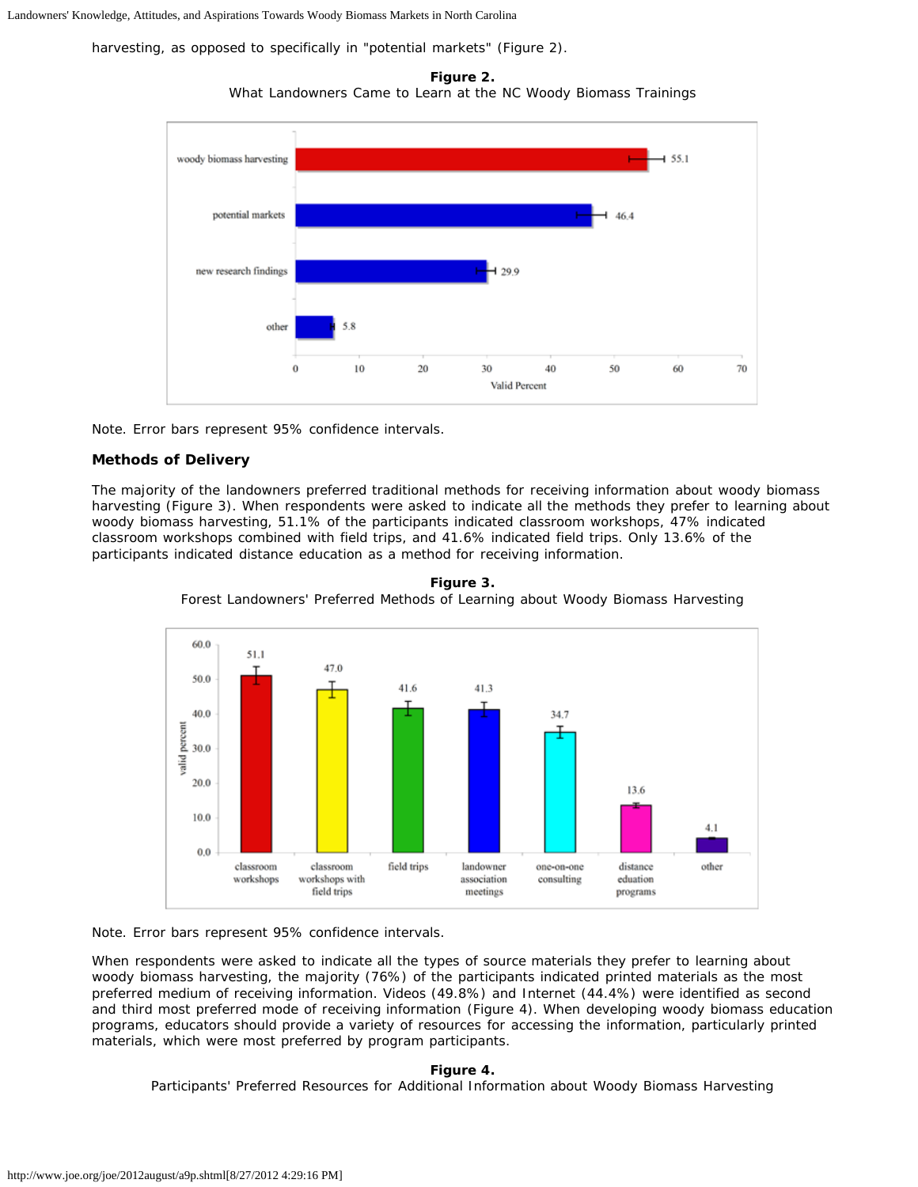harvesting, as opposed to specifically in "potential markets" (Figure 2).

**Figure 2.**
What Landowners Came to Learn at the NC Woody Biomass Trainings

Note. Error bars represent 95% confidence intervals.

### Methods of Delivery

The majority of the landowners preferred traditional methods for receiving information about woody biomass harvesting (Figure 3). When respondents were asked to indicate all the methods they prefer to learning about woody biomass harvesting, 51.1% of the participants indicated classroom workshops, 47% indicated classroom workshops combined with field trips, and 41.6% indicated field trips. Only 13.6% of the participants indicated distance education as a method for receiving information.

**Figure 3.**
Forest Landowners' Preferred Methods of Learning about Woody Biomass Harvesting

Note. Error bars represent 95% confidence intervals.

When respondents were asked to indicate all the types of source materials they prefer to learning about woody biomass harvesting, the majority (76%) of the participants indicated printed materials as the most preferred medium of receiving information. Videos (49.8%) and Internet (44.4%) were identified as second and third most preferred mode of receiving information (Figure 4). When developing woody biomass education programs, educators should provide a variety of resources for accessing the information, particularly printed materials, which were most preferred by program participants.

**Figure 4.**
Participants' Preferred Resources for Additional Information about Woody Biomass Harvesting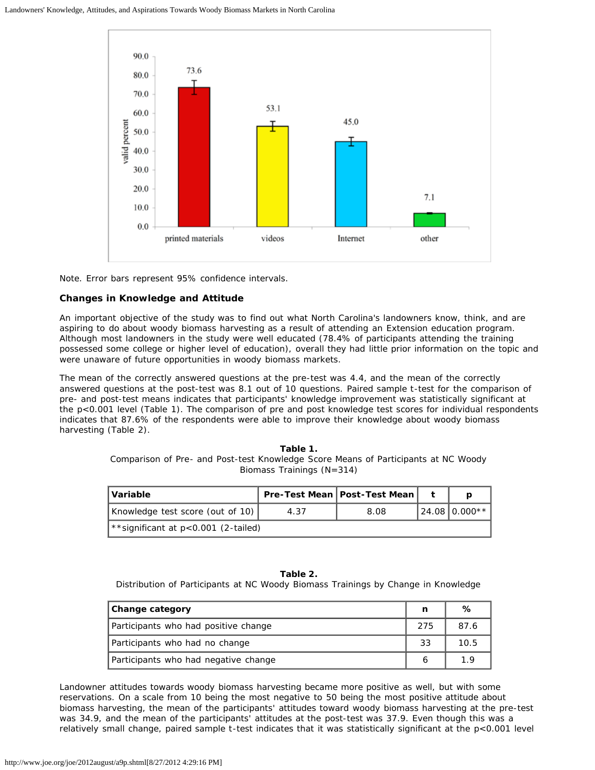Note. Error bars represent 95% confidence intervals.

### Changes in Knowledge and Attitude

An important objective of the study was to find out what North Carolina's landowners know, think, and are aspiring to do about woody biomass harvesting as a result of attending an Extension education program. Although most landowners in the study were well educated (78.4% of participants attending the training possessed some college or higher level of education), overall they had little prior information on the topic and were unaware of future opportunities in woody biomass markets.

The mean of the correctly answered questions at the pre-test was 4.4, and the mean of the correctly answered questions at the post-test was 8.1 out of 10 questions. Paired sample t-test for the comparison of pre- and post-test means indicates that participants' knowledge improvement was statistically significant at the $p<0.001$ level (Table 1). The comparison of pre and post knowledge test scores for individual respondents indicates that 87.6% of the respondents were able to improve their knowledge about woody biomass harvesting (Table 2).

**Table 1.**
Comparison of Pre- and Post-test Knowledge Score Means of Participants at NC Woody Biomass Trainings (N=314)

| Variable | Pre-Test Mean | Post-Test Mean | t | p |
|---|---|---|---|---|
| Knowledge test score (out of 10) | 4.37 | 8.08 | 24.08 | 0.000** |
| **significant at p<0.001 (2-tailed) | | | | |

**Table 2.**
Distribution of Participants at NC Woody Biomass Trainings by Change in Knowledge

| Change category | n | % |
|---|---|---|
| Participants who had positive change | 275 | 87.6 |
| Participants who had no change | 33 | 10.5 |
| Participants who had negative change | 6 | 1.9 |

Landowner attitudes towards woody biomass harvesting became more positive as well, but with some reservations. On a scale from 10 being the most negative to 50 being the most positive attitude about biomass harvesting, the mean of the participants' attitudes toward woody biomass harvesting at the pre-test was 34.9, and the mean of the participants' attitudes at the post-test was 37.9. Even though this was a relatively small change, paired sample t-test indicates that it was statistically significant at the $p<0.001$ level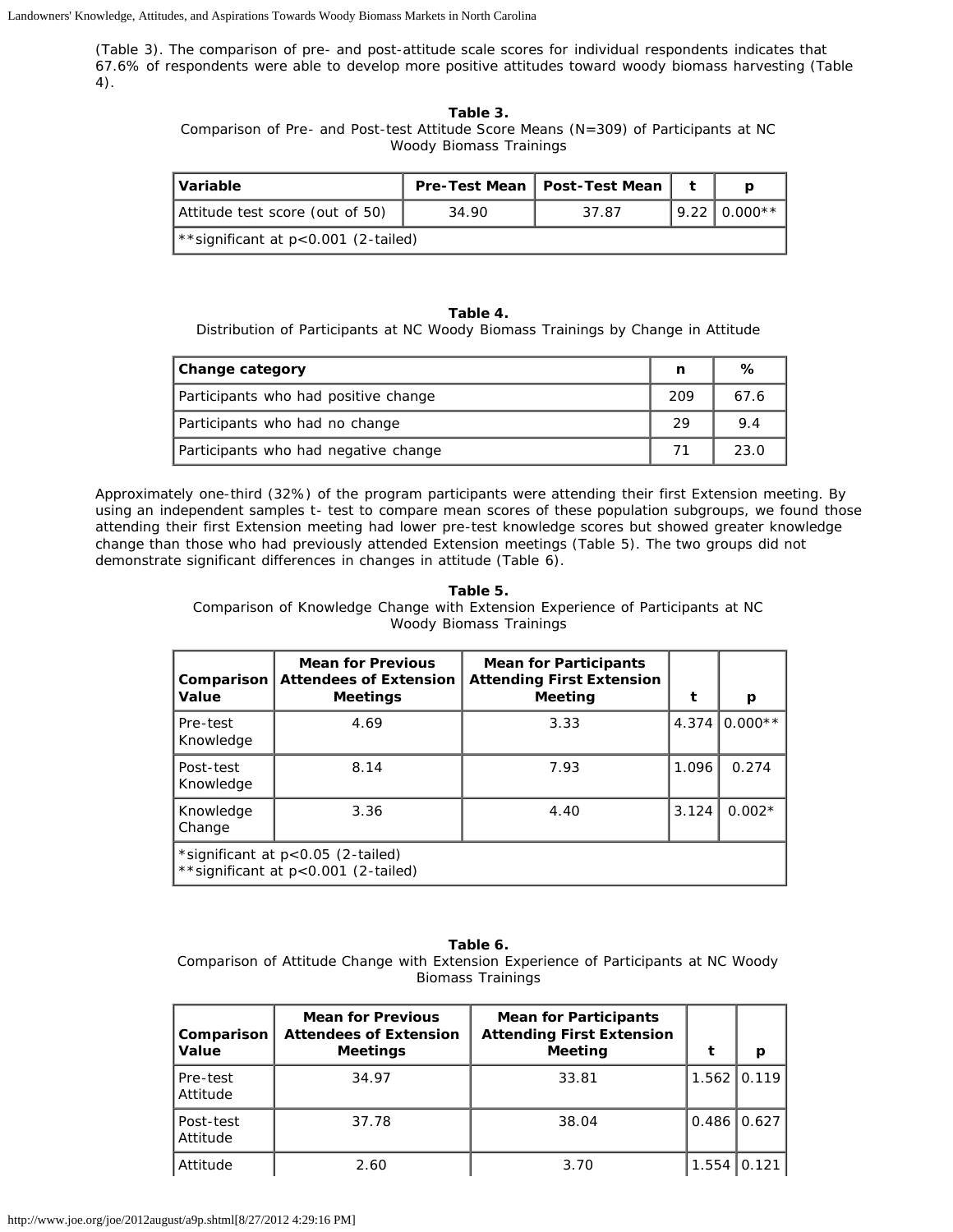(Table 3). The comparison of pre- and post-attitude scale scores for individual respondents indicates that 67.6% of respondents were able to develop more positive attitudes toward woody biomass harvesting (Table 4).

**Table 3.**
Comparison of Pre- and Post-test Attitude Score Means (N=309) of Participants at NC Woody Biomass Trainings

| Variable | Pre-Test Mean | Post-Test Mean | t | p |
|---|---|---|---|---|
| Attitude test score (out of 50) | 34.90 | 37.87 | 9.22 | 0.000** |
| **significant at p<0.001 (2-tailed) | | | | |

**Table 4.**
Distribution of Participants at NC Woody Biomass Trainings by Change in Attitude

| Change category | n | % |
|---|---|---|
| Participants who had positive change | 209 | 67.6 |
| Participants who had no change | 29 | 9.4 |
| Participants who had negative change | 71 | 23.0 |

Approximately one-third (32%) of the program participants were attending their first Extension meeting. By using an independent samples t- test to compare mean scores of these population subgroups, we found those attending their first Extension meeting had lower pre-test knowledge scores but showed greater knowledge change than those who had previously attended Extension meetings (Table 5). The two groups did not demonstrate significant differences in changes in attitude (Table 6).

**Table 5.**
Comparison of Knowledge Change with Extension Experience of Participants at NC Woody Biomass Trainings

| Comparison Value | Mean for Previous Attendees of Extension Meetings | Mean for Participants Attending First Extension Meeting | t | p |
|---|---|---|---|---|
| Pre-test Knowledge | 4.69 | 3.33 | 4.374 | 0.000** |
| Post-test Knowledge | 8.14 | 7.93 | 1.096 | 0.274 |
| Knowledge Change | 3.36 | 4.40 | 3.124 | 0.002* |
| *significant at p<0.05 (2-tailed)<br>**significant at p<0.001 (2-tailed) | | | | |

**Table 6.**
Comparison of Attitude Change with Extension Experience of Participants at NC Woody Biomass Trainings

| Comparison Value | Mean for Previous Attendees of Extension Meetings | Mean for Participants Attending First Extension Meeting | t | p |
|---|---|---|---|---|
| Pre-test Attitude | 34.97 | 33.81 | 1.562 | 0.119 |
| Post-test Attitude | 37.78 | 38.04 | 0.486 | 0.627 |
| Attitude | 2.60 | 3.70 | 1.554 | 0.121 |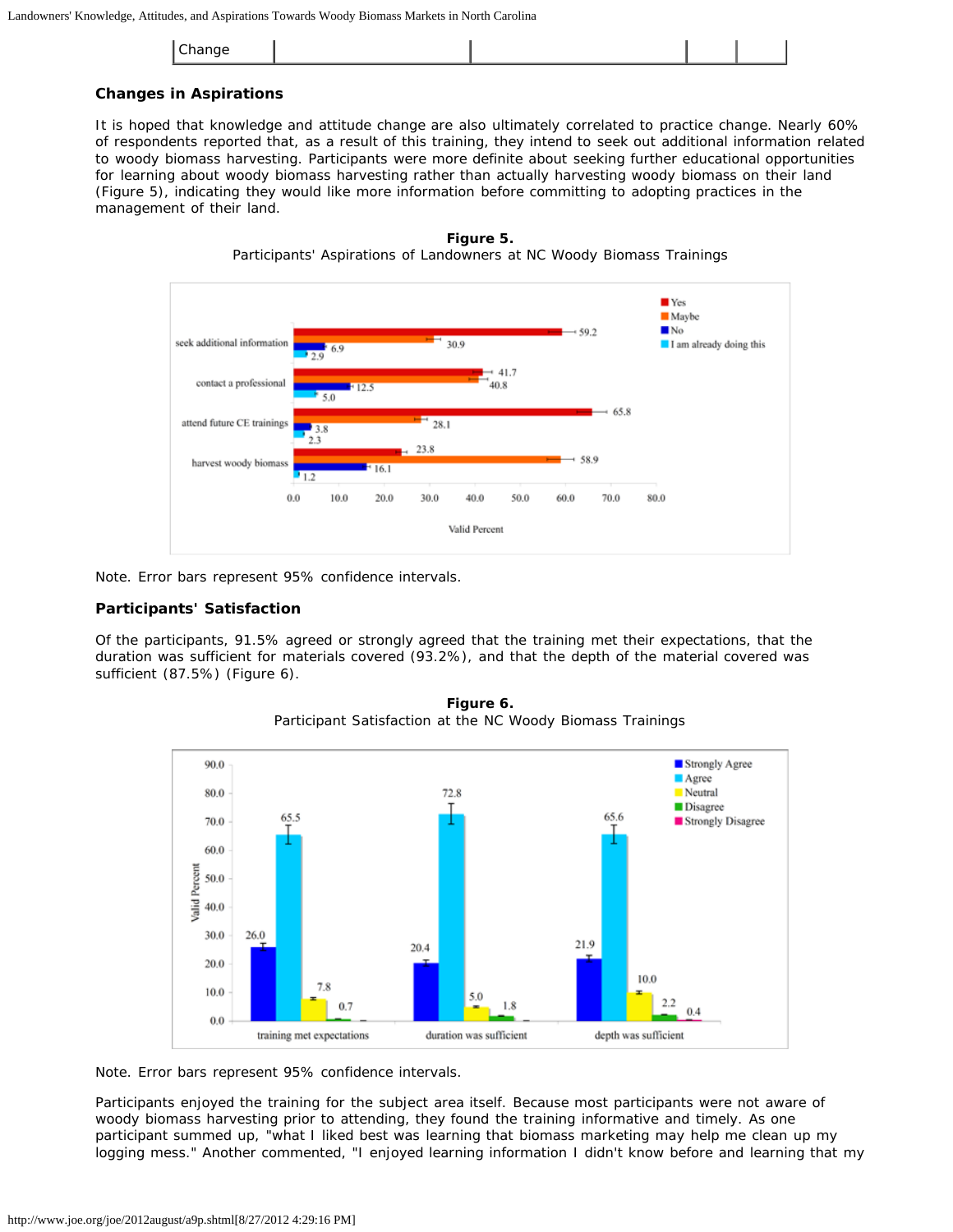| Change | | | | |
|---|---|---|---|---|

### Changes in Aspirations

It is hoped that knowledge and attitude change are also ultimately correlated to practice change. Nearly 60% of respondents reported that, as a result of this training, they intend to seek out additional information related to woody biomass harvesting. Participants were more definite about seeking further educational opportunities for learning about woody biomass harvesting rather than actually harvesting woody biomass on their land (Figure 5), indicating they would like more information before committing to adopting practices in the management of their land.

**Figure 5.**
Participants' Aspirations of Landowners at NC Woody Biomass Trainings

Note. Error bars represent 95% confidence intervals.

### Participants' Satisfaction

Of the participants, 91.5% agreed or strongly agreed that the training met their expectations, that the duration was sufficient for materials covered (93.2%), and that the depth of the material covered was sufficient (87.5%) (Figure 6).

**Figure 6.**
Participant Satisfaction at the NC Woody Biomass Trainings

Note. Error bars represent 95% confidence intervals.

Participants enjoyed the training for the subject area itself. Because most participants were not aware of woody biomass harvesting prior to attending, they found the training informative and timely. As one participant summed up, "what I liked best was learning that biomass marketing may help me clean up my logging mess." Another commented, "I enjoyed learning information I didn't know before and learning that my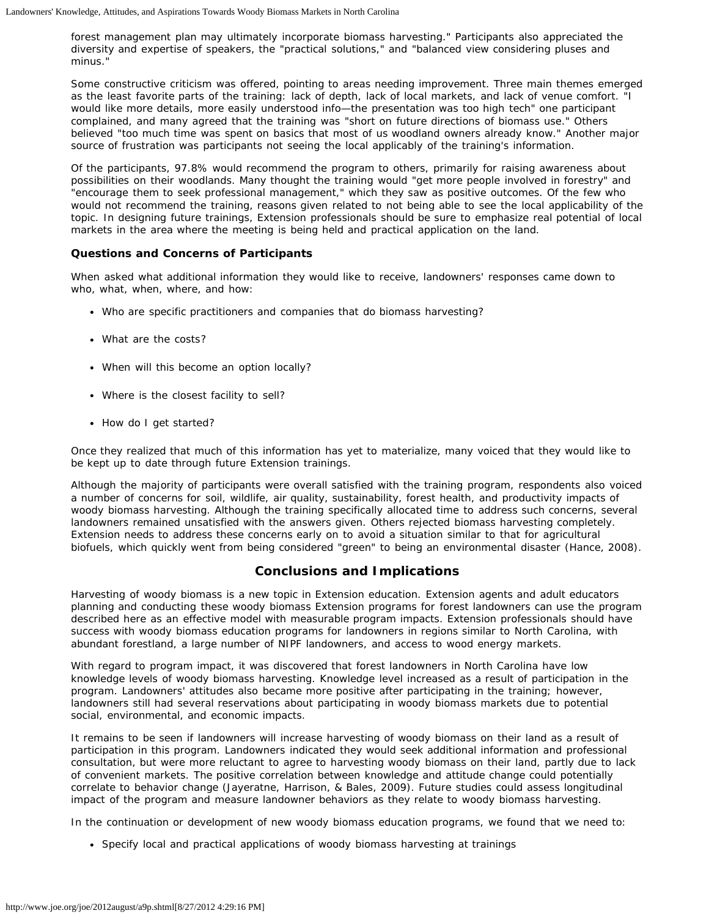forest management plan may ultimately incorporate biomass harvesting." Participants also appreciated the diversity and expertise of speakers, the "practical solutions," and "balanced view considering pluses and minus."

Some constructive criticism was offered, pointing to areas needing improvement. Three main themes emerged as the least favorite parts of the training: lack of depth, lack of local markets, and lack of venue comfort. "I would like more details, more easily understood info—the presentation was too high tech" one participant complained, and many agreed that the training was "short on future directions of biomass use." Others believed "too much time was spent on basics that most of us woodland owners already know." Another major source of frustration was participants not seeing the local applicably of the training's information.

Of the participants, 97.8% would recommend the program to others, primarily for raising awareness about possibilities on their woodlands. Many thought the training would "get more people involved in forestry" and "encourage them to seek professional management," which they saw as positive outcomes. Of the few who would not recommend the training, reasons given related to not being able to see the local applicability of the topic. In designing future trainings, Extension professionals should be sure to emphasize real potential of local markets in the area where the meeting is being held and practical application on the land.

### Questions and Concerns of Participants

When asked what additional information they would like to receive, landowners' responses came down to who, what, when, where, and how:

- Who are specific practitioners and companies that do biomass harvesting?
- What are the costs?
- When will this become an option locally?
- Where is the closest facility to sell?
- How do I get started?

Once they realized that much of this information has yet to materialize, many voiced that they would like to be kept up to date through future Extension trainings.

Although the majority of participants were overall satisfied with the training program, respondents also voiced a number of concerns for soil, wildlife, air quality, sustainability, forest health, and productivity impacts of woody biomass harvesting. Although the training specifically allocated time to address such concerns, several landowners remained unsatisfied with the answers given. Others rejected biomass harvesting completely. Extension needs to address these concerns early on to avoid a situation similar to that for agricultural biofuels, which quickly went from being considered "green" to being an environmental disaster (Hance, 2008).

## Conclusions and Implications

Harvesting of woody biomass is a new topic in Extension education. Extension agents and adult educators planning and conducting these woody biomass Extension programs for forest landowners can use the program described here as an effective model with measurable program impacts. Extension professionals should have success with woody biomass education programs for landowners in regions similar to North Carolina, with abundant forestland, a large number of NIPF landowners, and access to wood energy markets.

With regard to program impact, it was discovered that forest landowners in North Carolina have low knowledge levels of woody biomass harvesting. Knowledge level increased as a result of participation in the program. Landowners' attitudes also became more positive after participating in the training; however, landowners still had several reservations about participating in woody biomass markets due to potential social, environmental, and economic impacts.

It remains to be seen if landowners will increase harvesting of woody biomass on their land as a result of participation in this program. Landowners indicated they would seek additional information and professional consultation, but were more reluctant to agree to harvesting woody biomass on their land, partly due to lack of convenient markets. The positive correlation between knowledge and attitude change could potentially correlate to behavior change (Jayeratne, Harrison, & Bales, 2009). Future studies could assess longitudinal impact of the program and measure landowner behaviors as they relate to woody biomass harvesting.

In the continuation or development of new woody biomass education programs, we found that we need to:

- Specify local and practical applications of woody biomass harvesting at trainings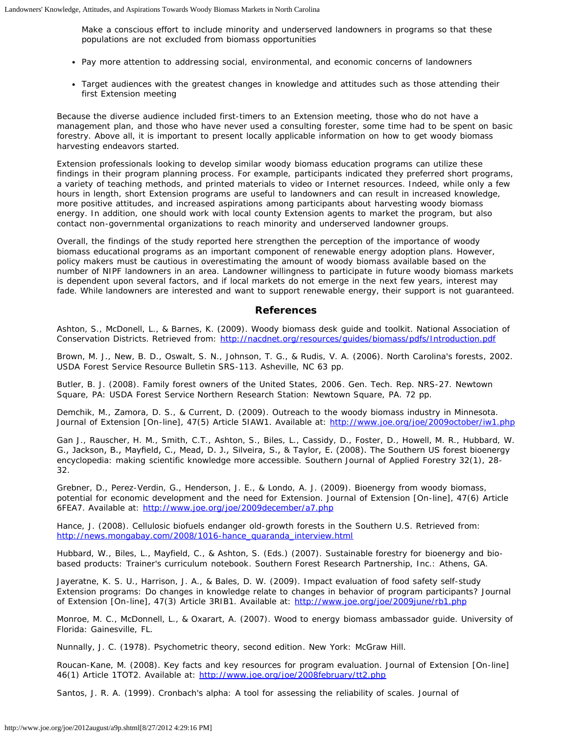Make a conscious effort to include minority and underserved landowners in programs so that these populations are not excluded from biomass opportunities

- Pay more attention to addressing social, environmental, and economic concerns of landowners
- Target audiences with the greatest changes in knowledge and attitudes such as those attending their first Extension meeting

Because the diverse audience included first-timers to an Extension meeting, those who do not have a management plan, and those who have never used a consulting forester, some time had to be spent on basic forestry. Above all, it is important to present locally applicable information on how to get woody biomass harvesting endeavors started.

Extension professionals looking to develop similar woody biomass education programs can utilize these findings in their program planning process. For example, participants indicated they preferred short programs, a variety of teaching methods, and printed materials to video or Internet resources. Indeed, while only a few hours in length, short Extension programs are useful to landowners and can result in increased knowledge, more positive attitudes, and increased aspirations among participants about harvesting woody biomass energy. In addition, one should work with local county Extension agents to market the program, but also contact non-governmental organizations to reach minority and underserved landowner groups.

Overall, the findings of the study reported here strengthen the perception of the importance of woody biomass educational programs as an important component of renewable energy adoption plans. However, policy makers must be cautious in overestimating the amount of woody biomass available based on the number of NIPF landowners in an area. Landowner willingness to participate in future woody biomass markets is dependent upon several factors, and if local markets do not emerge in the next few years, interest may fade. While landowners are interested and want to support renewable energy, their support is not guaranteed.

## References

Ashton, S., McDonell, L., & Barnes, K. (2009). Woody biomass desk guide and toolkit. National Association of Conservation Districts. Retrieved from: http://nacdnet.org/resources/guides/biomass/pdfs/Introduction.pdf

Brown, M. J., New, B. D., Oswalt, S. N., Johnson, T. G., & Rudis, V. A. (2006). North Carolina's forests, 2002. USDA Forest Service Resource Bulletin SRS-113. Asheville, NC 63 pp.

Butler, B. J. (2008). Family forest owners of the United States, 2006. Gen. Tech. Rep. NRS-27. Newtown Square, PA: USDA Forest Service Northern Research Station: Newtown Square, PA. 72 pp.

Demchik, M., Zamora, D. S., & Current, D. (2009). Outreach to the woody biomass industry in Minnesota. Journal of Extension [On-line], 47(5) Article 5IAW1. Available at: http://www.joe.org/joe/2009october/iw1.php

Gan J., Rauscher, H. M., Smith, C.T., Ashton, S., Biles, L., Cassidy, D., Foster, D., Howell, M. R., Hubbard, W. G., Jackson, B., Mayfield, C., Mead, D. J., Silveira, S., & Taylor, E. (2008). The Southern US forest bioenergy encyclopedia: making scientific knowledge more accessible. Southern Journal of Applied Forestry 32(1), 28-32.

Grebner, D., Perez-Verdin, G., Henderson, J. E., & Londo, A. J. (2009). Bioenergy from woody biomass, potential for economic development and the need for Extension. Journal of Extension [On-line], 47(6) Article 6FEA7. Available at: http://www.joe.org/joe/2009december/a7.php

Hance, J. (2008). Cellulosic biofuels endanger old-growth forests in the Southern U.S. Retrieved from: http://news.mongabay.com/2008/1016-hance_quaranda_interview.html

Hubbard, W., Biles, L., Mayfield, C., & Ashton, S. (Eds.) (2007). Sustainable forestry for bioenergy and bio-based products: Trainer's curriculum notebook. Southern Forest Research Partnership, Inc.: Athens, GA.

Jayeratne, K. S. U., Harrison, J. A., & Bales, D. W. (2009). Impact evaluation of food safety self-study Extension programs: Do changes in knowledge relate to changes in behavior of program participants? Journal of Extension [On-line], 47(3) Article 3RIB1. Available at: http://www.joe.org/joe/2009june/rb1.php

Monroe, M. C., McDonnell, L., & Oxarart, A. (2007). Wood to energy biomass ambassador guide. University of Florida: Gainesville, FL.

Nunnally, J. C. (1978). Psychometric theory, second edition. New York: McGraw Hill.

Roucan-Kane, M. (2008). Key facts and key resources for program evaluation. Journal of Extension [On-line] 46(1) Article 1TOT2. Available at: http://www.joe.org/joe/2008february/tt2.php

Santos, J. R. A. (1999). Cronbach's alpha: A tool for assessing the reliability of scales. Journal of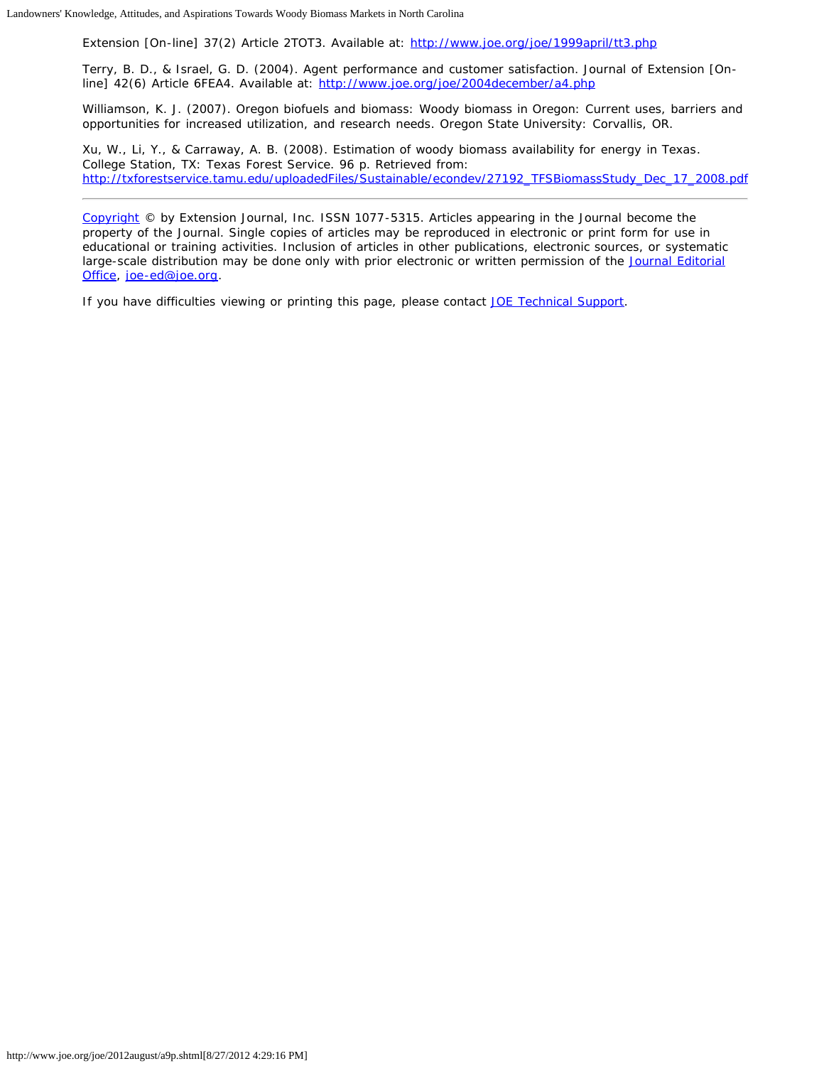Extension [On-line] 37(2) Article 2TOT3. Available at: http://www.joe.org/joe/1999april/tt3.php

Terry, B. D., & Israel, G. D. (2004). Agent performance and customer satisfaction. Journal of Extension [On-line] 42(6) Article 6FEA4. Available at: http://www.joe.org/joe/2004december/a4.php

Williamson, K. J. (2007). Oregon biofuels and biomass: Woody biomass in Oregon: Current uses, barriers and opportunities for increased utilization, and research needs. Oregon State University: Corvallis, OR.

Xu, W., Li, Y., & Carraway, A. B. (2008). Estimation of woody biomass availability for energy in Texas. College Station, TX: Texas Forest Service. 96 p. Retrieved from: http://txforestservice.tamu.edu/uploadedFiles/Sustainable/econdev/27192_TFSBiomassStudy_Dec_17_2008.pdf

---

Copyright © by Extension Journal, Inc. ISSN 1077-5315. Articles appearing in the Journal become the property of the Journal. Single copies of articles may be reproduced in electronic or print form for use in educational or training activities. Inclusion of articles in other publications, electronic sources, or systematic large-scale distribution may be done only with prior electronic or written permission of the Journal Editorial Office, joe-ed@joe.org.

If you have difficulties viewing or printing this page, please contact JOE Technical Support.